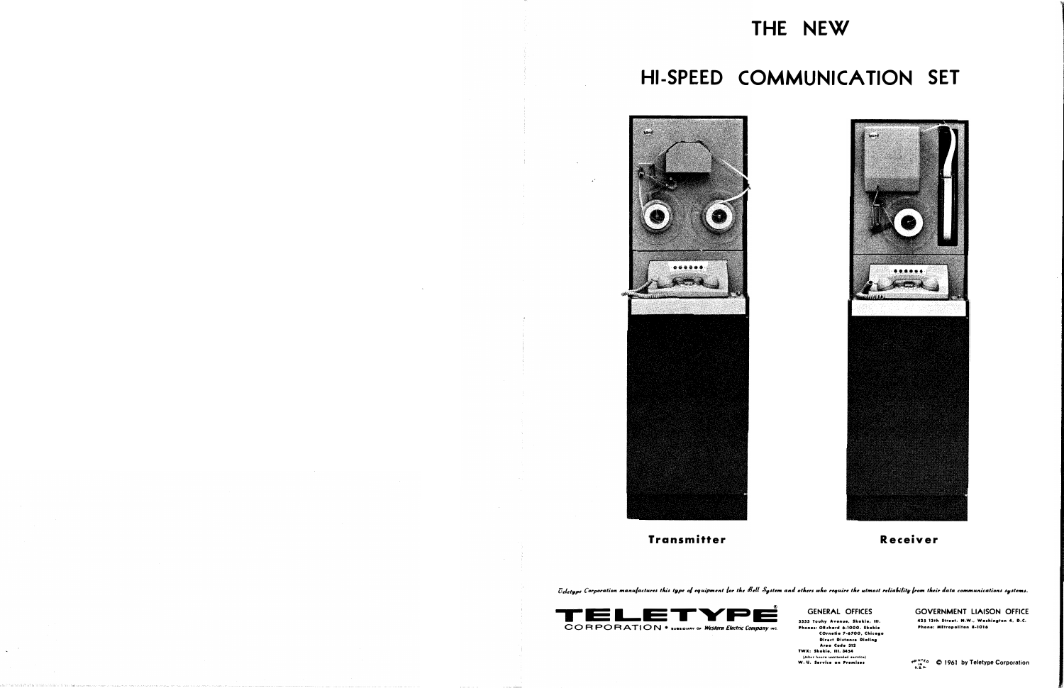# THE NEW

# HI-SPEED COMMUNICATION SET

**Transmitter**

**Receiver**

*Teletype Corporation manufactures this type of equipment for the Bell System and others who require the utmost reliability from their data communications systems.*

**TELETYPE®**
CORPORATION • SUBSIDIARY OF *Western Electric Company* INC.

GENERAL OFFICES

5555 Touhy Avenue, Skokie, Ill.
Phones: ORchard 6-1000, Skokie
COrnelia 7-6700, Chicago
Direct Distance Dialing
Area Code 312
TWX: Skokie, Ill. 3454
(After hours unattended service)
W. U. Service on Premises

GOVERNMENT LIAISON OFFICE

425 13th Street, N.W., Washington 4, D.C.
Phone: METropolitan 8-1016

PRINTED IN U.S.A. © 1961 by Teletype Corporation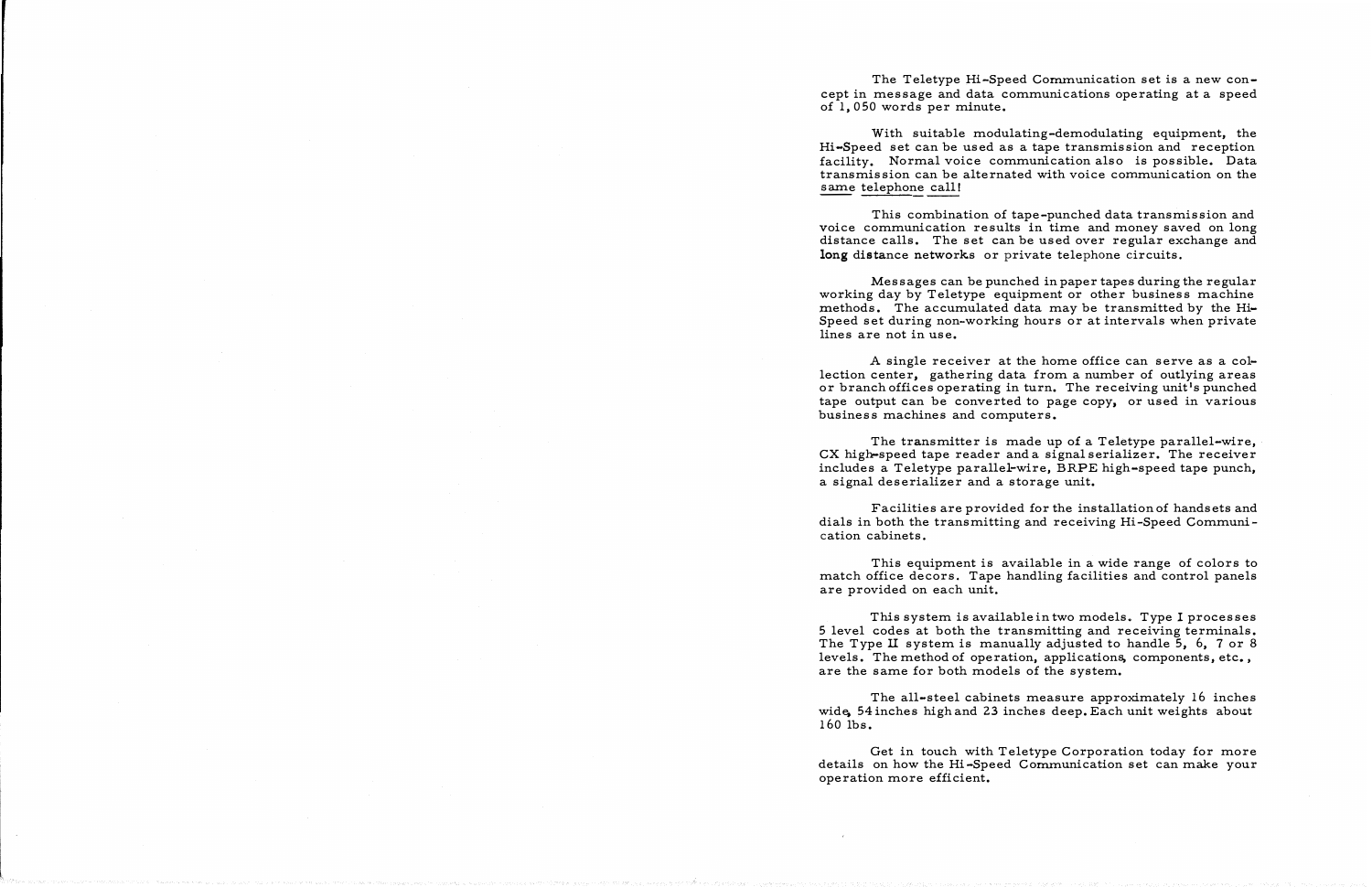The Teletype Hi-Speed Communication set is a new concept in message and data communications operating at a speed of 1,050 words per minute.

With suitable modulating-demodulating equipment, the Hi-Speed set can be used as a tape transmission and reception facility. Normal voice communication also is possible. Data transmission can be alternated with voice communication on the same telephone call!

This combination of tape-punched data transmission and voice communication results in time and money saved on long distance calls. The set can be used over regular exchange and **long distance networks** or private telephone circuits.

Messages can be punched in paper tapes during the regular working day by Teletype equipment or other business machine methods. The accumulated data may be transmitted by the Hi-Speed set during non-working hours or at intervals when private lines are not in use.

A single receiver at the home office can serve as a collection center, gathering data from a number of outlying areas or branch offices operating in turn. The receiving unit's punched tape output can be converted to page copy, or used in various business machines and computers.

The transmitter is made up of a Teletype parallel-wire, CX high-speed tape reader and a signal serializer. The receiver includes a Teletype parallel-wire, BRPE high-speed tape punch, a signal deserializer and a storage unit.

Facilities are provided for the installation of handsets and dials in both the transmitting and receiving Hi-Speed Communication cabinets.

This equipment is available in a wide range of colors to match office decors. Tape handling facilities and control panels are provided on each unit.

This system is available in two models. Type I processes 5 level codes at both the transmitting and receiving terminals. The Type II system is manually adjusted to handle 5, 6, 7 or 8 levels. The method of operation, applications, components, etc., are the same for both models of the system.

The all-steel cabinets measure approximately 16 inches wide, 54 inches high and 23 inches deep. Each unit weights about 160 lbs.

Get in touch with Teletype Corporation today for more details on how the Hi-Speed Communication set can make your operation more efficient.